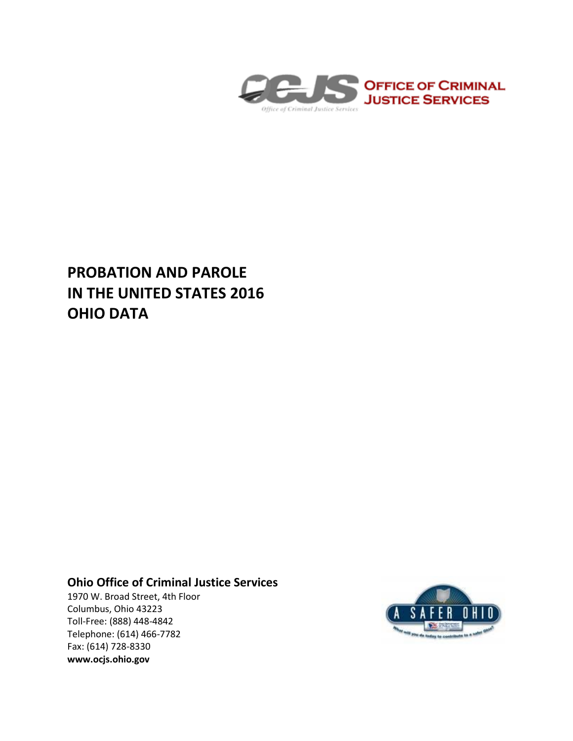OFFICE OF CRIMINAL JUSTICE SERVICES

# PROBATION AND PAROLE IN THE UNITED STATES 2016 OHIO DATA

**Ohio Office of Criminal Justice Services**
1970 W. Broad Street, 4th Floor
Columbus, Ohio 43223
Toll-Free: (888) 448-4842
Telephone: (614) 466-7782
Fax: (614) 728-8330
**www.ocjs.ohio.gov**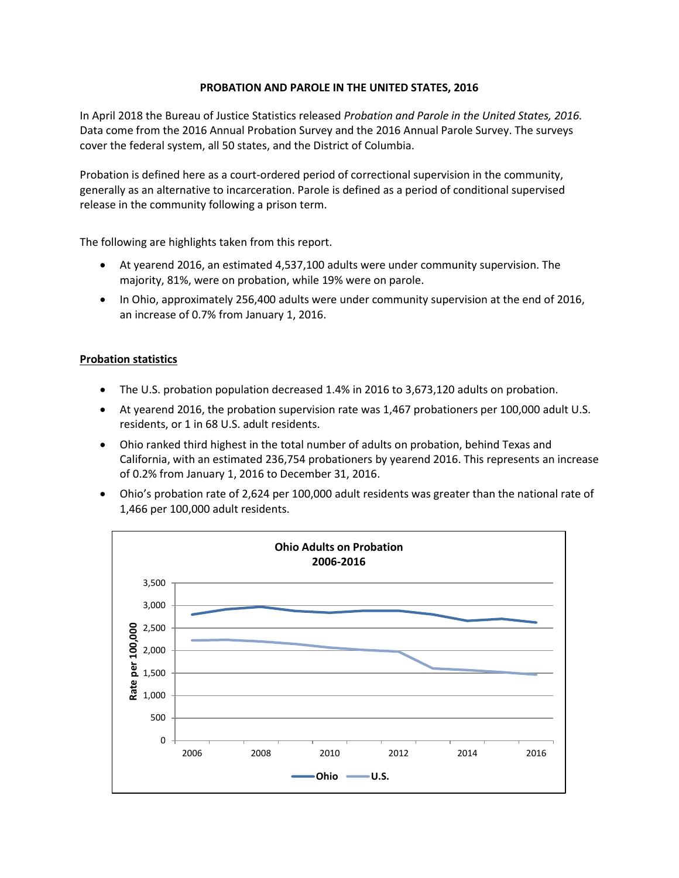**PROBATION AND PAROLE IN THE UNITED STATES, 2016**

In April 2018 the Bureau of Justice Statistics released *Probation and Parole in the United States, 2016.* Data come from the 2016 Annual Probation Survey and the 2016 Annual Parole Survey. The surveys cover the federal system, all 50 states, and the District of Columbia.

Probation is defined here as a court-ordered period of correctional supervision in the community, generally as an alternative to incarceration. Parole is defined as a period of conditional supervised release in the community following a prison term.

The following are highlights taken from this report.

- At yearend 2016, an estimated 4,537,100 adults were under community supervision. The majority, 81%, were on probation, while 19% were on parole.
- In Ohio, approximately 256,400 adults were under community supervision at the end of 2016, an increase of 0.7% from January 1, 2016.

**<u>Probation statistics</u>**

- The U.S. probation population decreased 1.4% in 2016 to 3,673,120 adults on probation.
- At yearend 2016, the probation supervision rate was 1,467 probationers per 100,000 adult U.S. residents, or 1 in 68 U.S. adult residents.
- Ohio ranked third highest in the total number of adults on probation, behind Texas and California, with an estimated 236,754 probationers by yearend 2016. This represents an increase of 0.2% from January 1, 2016 to December 31, 2016.
- Ohio's probation rate of 2,624 per 100,000 adult residents was greater than the national rate of 1,466 per 100,000 adult residents.

**Ohio Adults on Probation 2006-2016**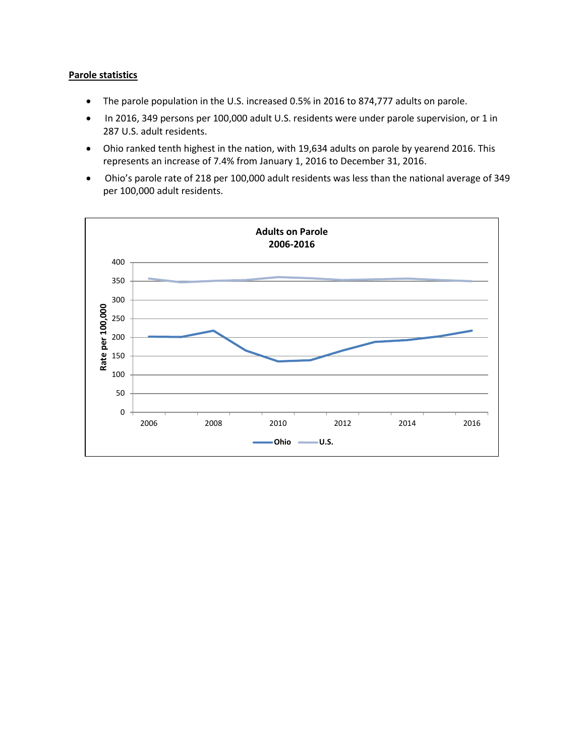**Parole statistics**

- The parole population in the U.S. increased 0.5% in 2016 to 874,777 adults on parole.
- In 2016, 349 persons per 100,000 adult U.S. residents were under parole supervision, or 1 in 287 U.S. adult residents.
- Ohio ranked tenth highest in the nation, with 19,634 adults on parole by yearend 2016. This represents an increase of 7.4% from January 1, 2016 to December 31, 2016.
- Ohio's parole rate of 218 per 100,000 adult residents was less than the national average of 349 per 100,000 adult residents.

**Adults on Parole**
**2006-2016**

Rate per 100,000

Ohio U.S.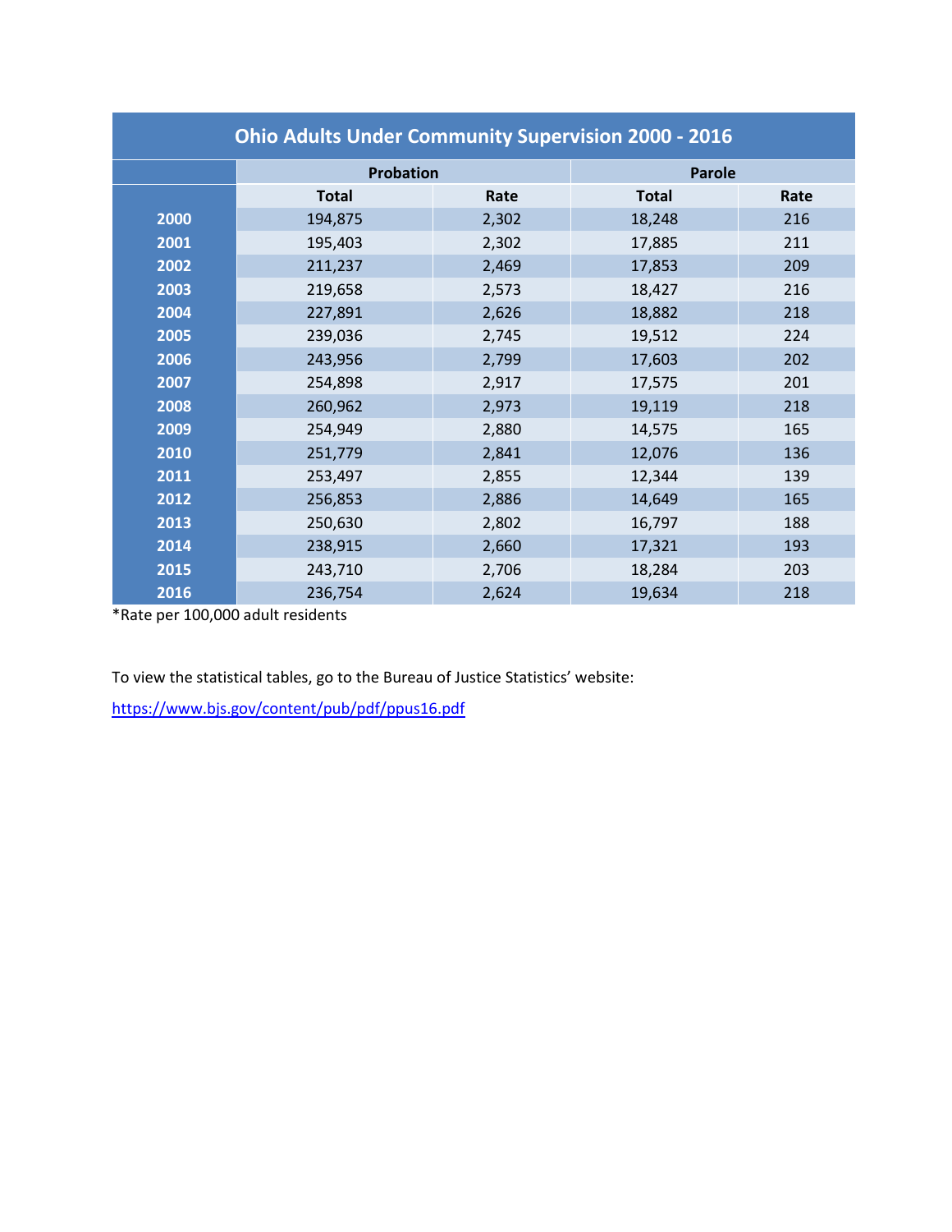| Ohio Adults Under Community Supervision 2000 - 2016 | | | | |
|---|---|---|---|---|
| | Probation | | Parole | |
| | Total | Rate | Total | Rate |
| 2000 | 194,875 | 2,302 | 18,248 | 216 |
| 2001 | 195,403 | 2,302 | 17,885 | 211 |
| 2002 | 211,237 | 2,469 | 17,853 | 209 |
| 2003 | 219,658 | 2,573 | 18,427 | 216 |
| 2004 | 227,891 | 2,626 | 18,882 | 218 |
| 2005 | 239,036 | 2,745 | 19,512 | 224 |
| 2006 | 243,956 | 2,799 | 17,603 | 202 |
| 2007 | 254,898 | 2,917 | 17,575 | 201 |
| 2008 | 260,962 | 2,973 | 19,119 | 218 |
| 2009 | 254,949 | 2,880 | 14,575 | 165 |
| 2010 | 251,779 | 2,841 | 12,076 | 136 |
| 2011 | 253,497 | 2,855 | 12,344 | 139 |
| 2012 | 256,853 | 2,886 | 14,649 | 165 |
| 2013 | 250,630 | 2,802 | 16,797 | 188 |
| 2014 | 238,915 | 2,660 | 17,321 | 193 |
| 2015 | 243,710 | 2,706 | 18,284 | 203 |
| 2016 | 236,754 | 2,624 | 19,634 | 218 |

*Rate per 100,000 adult residents

To view the statistical tables, go to the Bureau of Justice Statistics' website:

https://www.bjs.gov/content/pub/pdf/ppus16.pdf